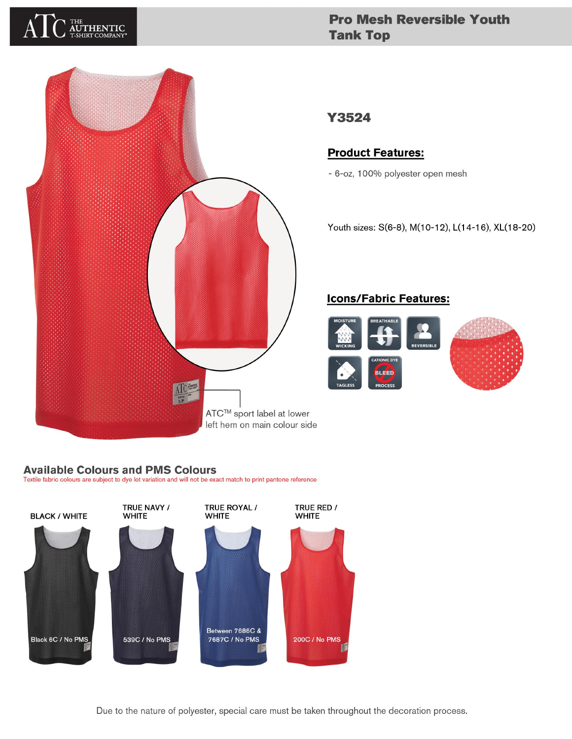# Pro Mesh Reversible Youth Tank Top

## Y3524

### Product Features:

- 6-oz, 100% polyester open mesh

Youth sizes: S(6-8), M(10-12), L(14-16), XL(18-20)

### Icons/Fabric Features:

MOISTURE WICKING

BREATHABLE

REVERSIBLE

TAGLESS

CATIONIC DYE BLEED PROCESS

ATC™ sport label at lower left hem on main colour side

## Available Colours and PMS Colours

Textile fabric colours are subject to dye lot variation and will not be exact match to print pantone reference

| BLACK / WHITE | TRUE NAVY / WHITE | TRUE ROYAL / WHITE | TRUE RED / WHITE |
| --- | --- | --- | --- |
| Black 6C / No PMS | 539C / No PMS | Between 7686C & 7687C / No PMS | 200C / No PMS |

Due to the nature of polyester, special care must be taken throughout the decoration process.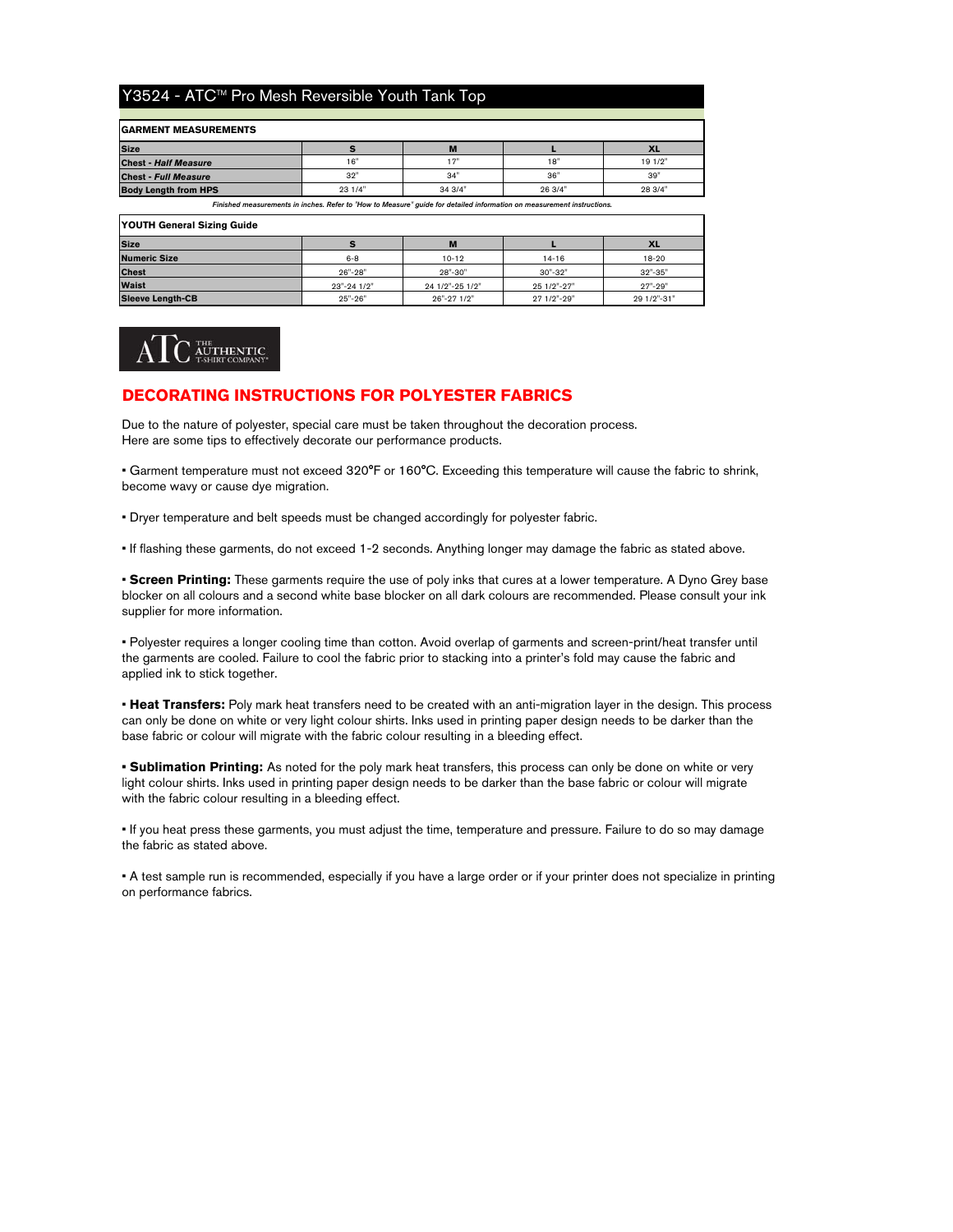## Y3524 - ATC™ Pro Mesh Reversible Youth Tank Top

**GARMENT MEASUREMENTS**

| Size | S | M | L | XL |
|---|---|---|---|---|
| Chest - *Half Measure* | 16" | 17" | 18" | 19 1/2" |
| Chest - *Full Measure* | 32" | 34" | 36" | 39" |
| Body Length from HPS | 23 1/4" | 34 3/4" | 26 3/4" | 28 3/4" |

*Finished measurements in inches. Refer to "How to Measure" guide for detailed information on measurement instructions.*

**YOUTH General Sizing Guide**

| Size | S | M | L | XL |
|---|---|---|---|---|
| Numeric Size | 6-8 | 10-12 | 14-16 | 18-20 |
| Chest | 26"-28" | 28"-30" | 30"-32" | 32"-35" |
| Waist | 23"-24 1/2" | 24 1/2"-25 1/2" | 25 1/2"-27" | 27"-29" |
| Sleeve Length-CB | 25"-26" | 26"-27 1/2" | 27 1/2"-29" | 29 1/2"-31" |

ATC THE AUTHENTIC T-SHIRT COMPANY®

## DECORATING INSTRUCTIONS FOR POLYESTER FABRICS

Due to the nature of polyester, special care must be taken throughout the decoration process.
Here are some tips to effectively decorate our performance products.

• Garment temperature must not exceed 320°F or 160°C. Exceeding this temperature will cause the fabric to shrink, become wavy or cause dye migration.

• Dryer temperature and belt speeds must be changed accordingly for polyester fabric.

• If flashing these garments, do not exceed 1-2 seconds. Anything longer may damage the fabric as stated above.

• **Screen Printing:** These garments require the use of poly inks that cures at a lower temperature. A Dyno Grey base blocker on all colours and a second white base blocker on all dark colours are recommended. Please consult your ink supplier for more information.

• Polyester requires a longer cooling time than cotton. Avoid overlap of garments and screen-print/heat transfer until the garments are cooled. Failure to cool the fabric prior to stacking into a printer's fold may cause the fabric and applied ink to stick together.

• **Heat Transfers:** Poly mark heat transfers need to be created with an anti-migration layer in the design. This process can only be done on white or very light colour shirts. Inks used in printing paper design needs to be darker than the base fabric or colour will migrate with the fabric colour resulting in a bleeding effect.

• **Sublimation Printing:** As noted for the poly mark heat transfers, this process can only be done on white or very light colour shirts. Inks used in printing paper design needs to be darker than the base fabric or colour will migrate with the fabric colour resulting in a bleeding effect.

• If you heat press these garments, you must adjust the time, temperature and pressure. Failure to do so may damage the fabric as stated above.

• A test sample run is recommended, especially if you have a large order or if your printer does not specialize in printing on performance fabrics.